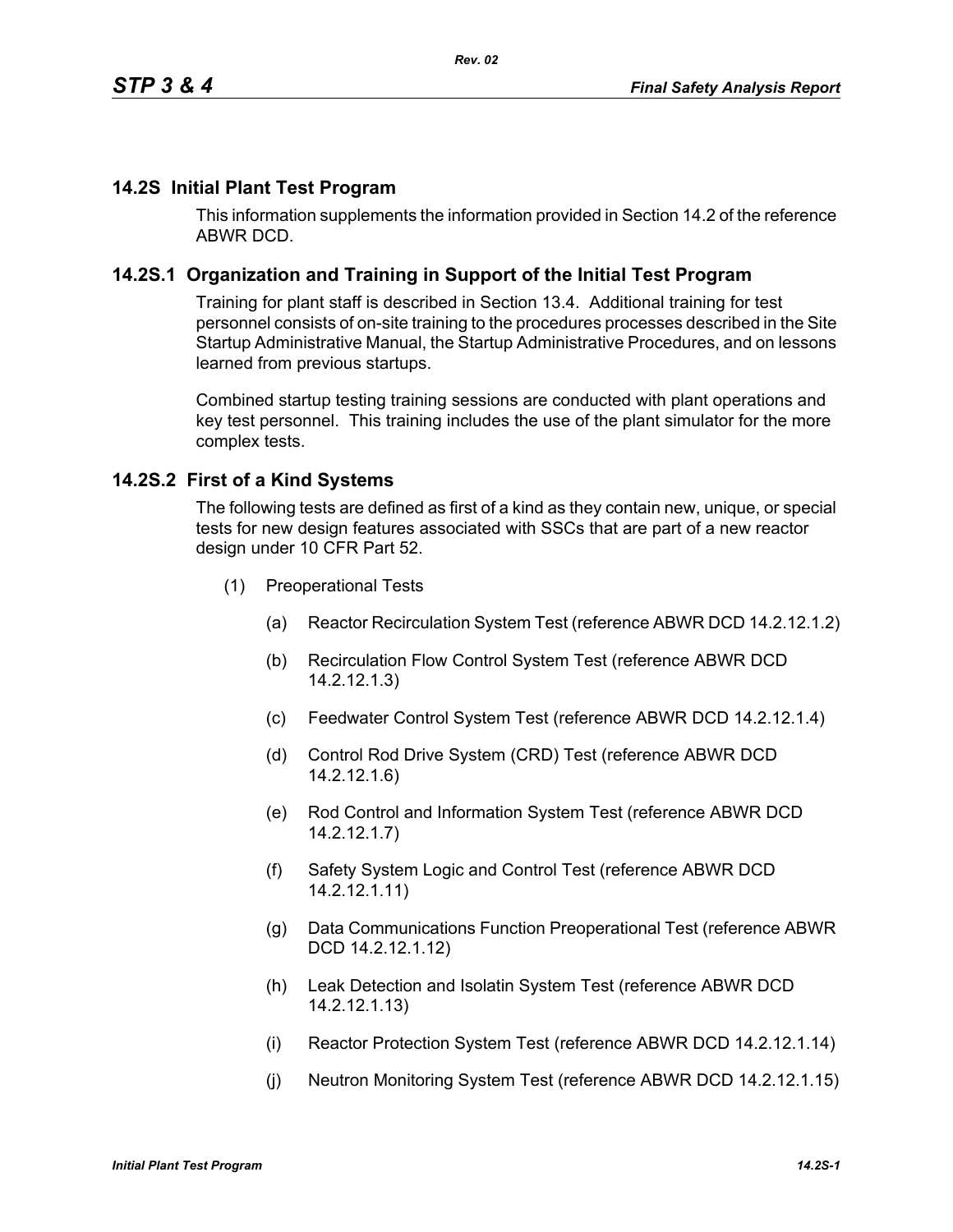## 14.2S Initial Plant Test Program

This information supplements the information provided in Section 14.2 of the reference ABWR DCD.

### 14.2S.1 Organization and Training in Support of the Initial Test Program

Training for plant staff is described in Section 13.4. Additional training for test personnel consists of on-site training to the procedures processes described in the Site Startup Administrative Manual, the Startup Administrative Procedures, and on lessons learned from previous startups.

Combined startup testing training sessions are conducted with plant operations and key test personnel. This training includes the use of the plant simulator for the more complex tests.

### 14.2S.2 First of a Kind Systems

The following tests are defined as first of a kind as they contain new, unique, or special tests for new design features associated with SSCs that are part of a new reactor design under 10 CFR Part 52.

(1) Preoperational Tests

  (a) Reactor Recirculation System Test (reference ABWR DCD 14.2.12.1.2)

  (b) Recirculation Flow Control System Test (reference ABWR DCD 14.2.12.1.3)

  (c) Feedwater Control System Test (reference ABWR DCD 14.2.12.1.4)

  (d) Control Rod Drive System (CRD) Test (reference ABWR DCD 14.2.12.1.6)

  (e) Rod Control and Information System Test (reference ABWR DCD 14.2.12.1.7)

  (f) Safety System Logic and Control Test (reference ABWR DCD 14.2.12.1.11)

  (g) Data Communications Function Preoperational Test (reference ABWR DCD 14.2.12.1.12)

  (h) Leak Detection and Isolatin System Test (reference ABWR DCD 14.2.12.1.13)

  (i) Reactor Protection System Test (reference ABWR DCD 14.2.12.1.14)

  (j) Neutron Monitoring System Test (reference ABWR DCD 14.2.12.1.15)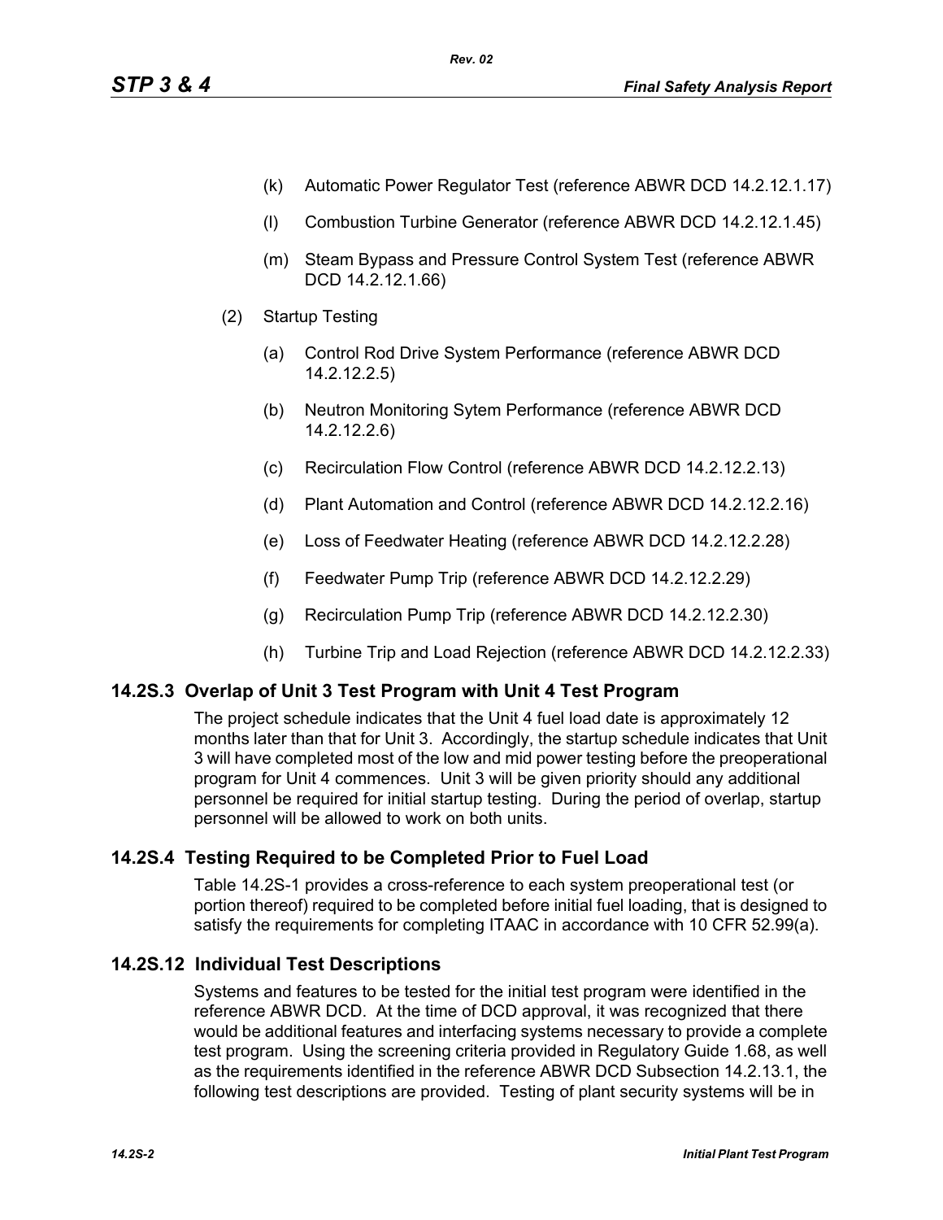(k) Automatic Power Regulator Test (reference ABWR DCD 14.2.12.1.17)

(l) Combustion Turbine Generator (reference ABWR DCD 14.2.12.1.45)

(m) Steam Bypass and Pressure Control System Test (reference ABWR DCD 14.2.12.1.66)

(2) Startup Testing

(a) Control Rod Drive System Performance (reference ABWR DCD 14.2.12.2.5)

(b) Neutron Monitoring Sytem Performance (reference ABWR DCD 14.2.12.2.6)

(c) Recirculation Flow Control (reference ABWR DCD 14.2.12.2.13)

(d) Plant Automation and Control (reference ABWR DCD 14.2.12.2.16)

(e) Loss of Feedwater Heating (reference ABWR DCD 14.2.12.2.28)

(f) Feedwater Pump Trip (reference ABWR DCD 14.2.12.2.29)

(g) Recirculation Pump Trip (reference ABWR DCD 14.2.12.2.30)

(h) Turbine Trip and Load Rejection (reference ABWR DCD 14.2.12.2.33)

## 14.2S.3 Overlap of Unit 3 Test Program with Unit 4 Test Program

The project schedule indicates that the Unit 4 fuel load date is approximately 12 months later than that for Unit 3. Accordingly, the startup schedule indicates that Unit 3 will have completed most of the low and mid power testing before the preoperational program for Unit 4 commences. Unit 3 will be given priority should any additional personnel be required for initial startup testing. During the period of overlap, startup personnel will be allowed to work on both units.

## 14.2S.4 Testing Required to be Completed Prior to Fuel Load

Table 14.2S-1 provides a cross-reference to each system preoperational test (or portion thereof) required to be completed before initial fuel loading, that is designed to satisfy the requirements for completing ITAAC in accordance with 10 CFR 52.99(a).

## 14.2S.12 Individual Test Descriptions

Systems and features to be tested for the initial test program were identified in the reference ABWR DCD. At the time of DCD approval, it was recognized that there would be additional features and interfacing systems necessary to provide a complete test program. Using the screening criteria provided in Regulatory Guide 1.68, as well as the requirements identified in the reference ABWR DCD Subsection 14.2.13.1, the following test descriptions are provided. Testing of plant security systems will be in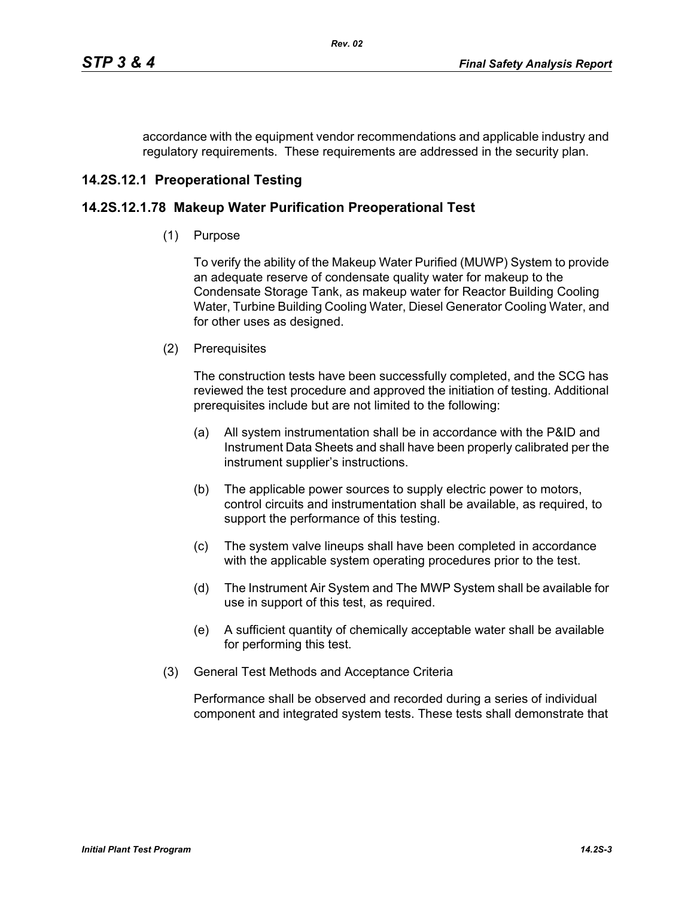accordance with the equipment vendor recommendations and applicable industry and regulatory requirements. These requirements are addressed in the security plan.

## 14.2S.12.1 Preoperational Testing

## 14.2S.12.1.78 Makeup Water Purification Preoperational Test

(1) Purpose

To verify the ability of the Makeup Water Purified (MUWP) System to provide an adequate reserve of condensate quality water for makeup to the Condensate Storage Tank, as makeup water for Reactor Building Cooling Water, Turbine Building Cooling Water, Diesel Generator Cooling Water, and for other uses as designed.

(2) Prerequisites

The construction tests have been successfully completed, and the SCG has reviewed the test procedure and approved the initiation of testing. Additional prerequisites include but are not limited to the following:

(a) All system instrumentation shall be in accordance with the P&ID and Instrument Data Sheets and shall have been properly calibrated per the instrument supplier's instructions.

(b) The applicable power sources to supply electric power to motors, control circuits and instrumentation shall be available, as required, to support the performance of this testing.

(c) The system valve lineups shall have been completed in accordance with the applicable system operating procedures prior to the test.

(d) The Instrument Air System and The MWP System shall be available for use in support of this test, as required.

(e) A sufficient quantity of chemically acceptable water shall be available for performing this test.

(3) General Test Methods and Acceptance Criteria

Performance shall be observed and recorded during a series of individual component and integrated system tests. These tests shall demonstrate that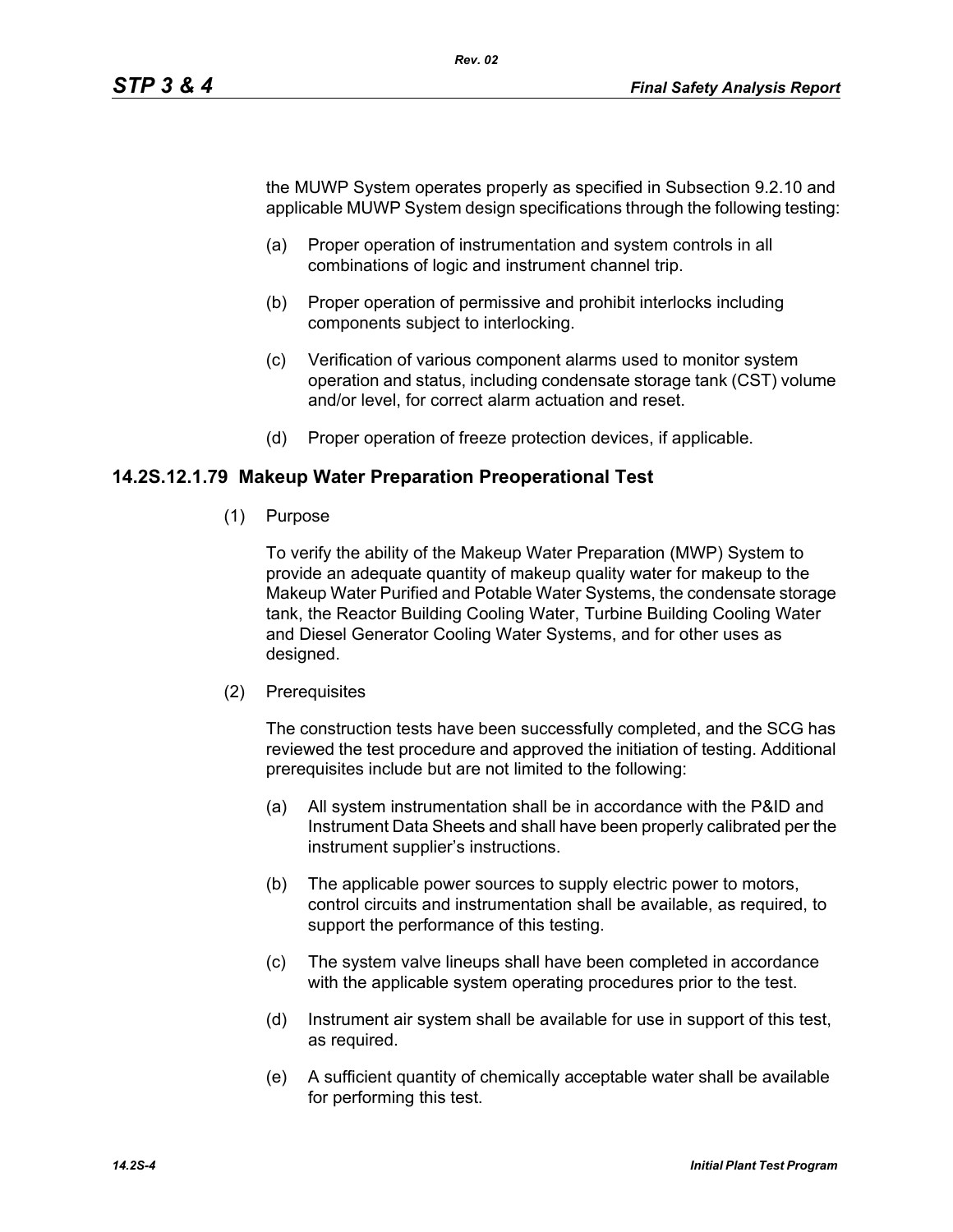the MUWP System operates properly as specified in Subsection 9.2.10 and applicable MUWP System design specifications through the following testing:

(a) Proper operation of instrumentation and system controls in all combinations of logic and instrument channel trip.

(b) Proper operation of permissive and prohibit interlocks including components subject to interlocking.

(c) Verification of various component alarms used to monitor system operation and status, including condensate storage tank (CST) volume and/or level, for correct alarm actuation and reset.

(d) Proper operation of freeze protection devices, if applicable.

### 14.2S.12.1.79 Makeup Water Preparation Preoperational Test

(1) Purpose

To verify the ability of the Makeup Water Preparation (MWP) System to provide an adequate quantity of makeup quality water for makeup to the Makeup Water Purified and Potable Water Systems, the condensate storage tank, the Reactor Building Cooling Water, Turbine Building Cooling Water and Diesel Generator Cooling Water Systems, and for other uses as designed.

(2) Prerequisites

The construction tests have been successfully completed, and the SCG has reviewed the test procedure and approved the initiation of testing. Additional prerequisites include but are not limited to the following:

(a) All system instrumentation shall be in accordance with the P&ID and Instrument Data Sheets and shall have been properly calibrated per the instrument supplier's instructions.

(b) The applicable power sources to supply electric power to motors, control circuits and instrumentation shall be available, as required, to support the performance of this testing.

(c) The system valve lineups shall have been completed in accordance with the applicable system operating procedures prior to the test.

(d) Instrument air system shall be available for use in support of this test, as required.

(e) A sufficient quantity of chemically acceptable water shall be available for performing this test.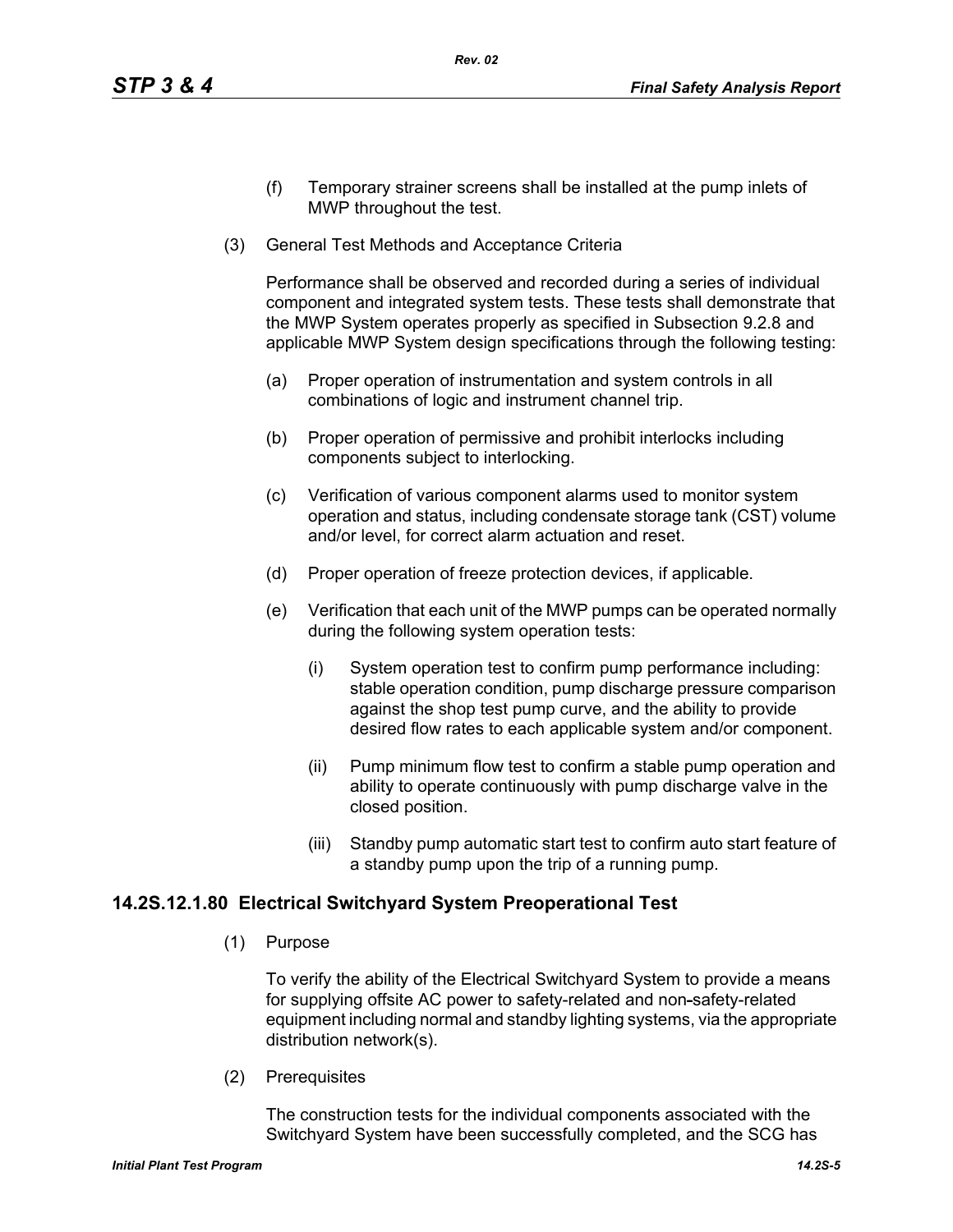(f) Temporary strainer screens shall be installed at the pump inlets of MWP throughout the test.

(3) General Test Methods and Acceptance Criteria

Performance shall be observed and recorded during a series of individual component and integrated system tests. These tests shall demonstrate that the MWP System operates properly as specified in Subsection 9.2.8 and applicable MWP System design specifications through the following testing:

(a) Proper operation of instrumentation and system controls in all combinations of logic and instrument channel trip.

(b) Proper operation of permissive and prohibit interlocks including components subject to interlocking.

(c) Verification of various component alarms used to monitor system operation and status, including condensate storage tank (CST) volume and/or level, for correct alarm actuation and reset.

(d) Proper operation of freeze protection devices, if applicable.

(e) Verification that each unit of the MWP pumps can be operated normally during the following system operation tests:

(i) System operation test to confirm pump performance including: stable operation condition, pump discharge pressure comparison against the shop test pump curve, and the ability to provide desired flow rates to each applicable system and/or component.

(ii) Pump minimum flow test to confirm a stable pump operation and ability to operate continuously with pump discharge valve in the closed position.

(iii) Standby pump automatic start test to confirm auto start feature of a standby pump upon the trip of a running pump.

## 14.2S.12.1.80 Electrical Switchyard System Preoperational Test

(1) Purpose

To verify the ability of the Electrical Switchyard System to provide a means for supplying offsite AC power to safety-related and non-safety-related equipment including normal and standby lighting systems, via the appropriate distribution network(s).

(2) Prerequisites

The construction tests for the individual components associated with the Switchyard System have been successfully completed, and the SCG has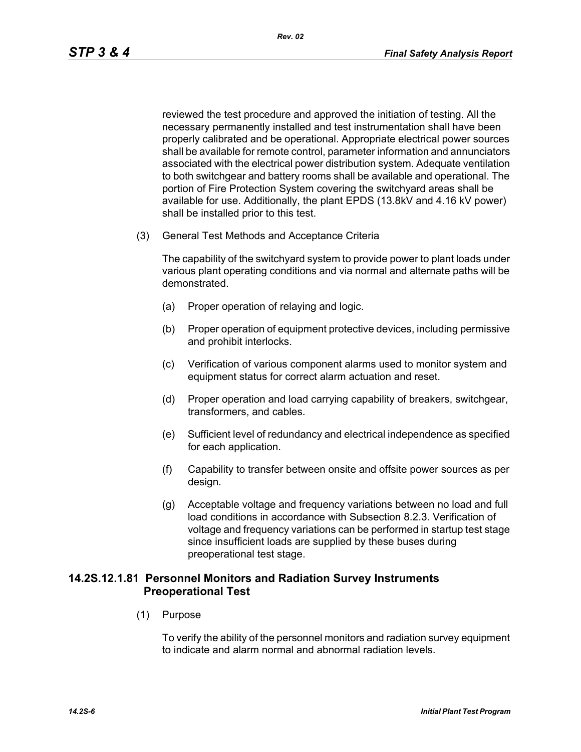reviewed the test procedure and approved the initiation of testing. All the necessary permanently installed and test instrumentation shall have been properly calibrated and be operational. Appropriate electrical power sources shall be available for remote control, parameter information and annunciators associated with the electrical power distribution system. Adequate ventilation to both switchgear and battery rooms shall be available and operational. The portion of Fire Protection System covering the switchyard areas shall be available for use. Additionally, the plant EPDS (13.8kV and 4.16 kV power) shall be installed prior to this test.

(3) General Test Methods and Acceptance Criteria

The capability of the switchyard system to provide power to plant loads under various plant operating conditions and via normal and alternate paths will be demonstrated.

(a) Proper operation of relaying and logic.

(b) Proper operation of equipment protective devices, including permissive and prohibit interlocks.

(c) Verification of various component alarms used to monitor system and equipment status for correct alarm actuation and reset.

(d) Proper operation and load carrying capability of breakers, switchgear, transformers, and cables.

(e) Sufficient level of redundancy and electrical independence as specified for each application.

(f) Capability to transfer between onsite and offsite power sources as per design.

(g) Acceptable voltage and frequency variations between no load and full load conditions in accordance with Subsection 8.2.3. Verification of voltage and frequency variations can be performed in startup test stage since insufficient loads are supplied by these buses during preoperational test stage.

### 14.2S.12.1.81 Personnel Monitors and Radiation Survey Instruments Preoperational Test

(1) Purpose

To verify the ability of the personnel monitors and radiation survey equipment to indicate and alarm normal and abnormal radiation levels.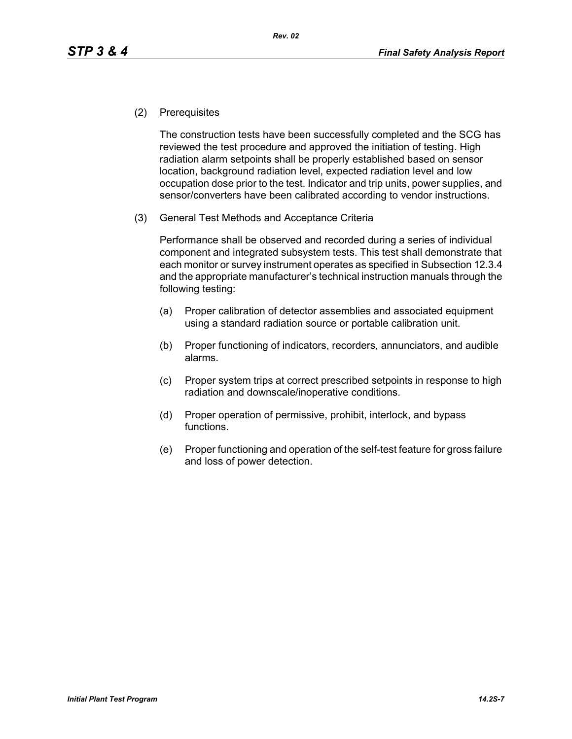(2) Prerequisites

The construction tests have been successfully completed and the SCG has reviewed the test procedure and approved the initiation of testing. High radiation alarm setpoints shall be properly established based on sensor location, background radiation level, expected radiation level and low occupation dose prior to the test. Indicator and trip units, power supplies, and sensor/converters have been calibrated according to vendor instructions.

(3) General Test Methods and Acceptance Criteria

Performance shall be observed and recorded during a series of individual component and integrated subsystem tests. This test shall demonstrate that each monitor or survey instrument operates as specified in Subsection 12.3.4 and the appropriate manufacturer's technical instruction manuals through the following testing:

(a) Proper calibration of detector assemblies and associated equipment using a standard radiation source or portable calibration unit.

(b) Proper functioning of indicators, recorders, annunciators, and audible alarms.

(c) Proper system trips at correct prescribed setpoints in response to high radiation and downscale/inoperative conditions.

(d) Proper operation of permissive, prohibit, interlock, and bypass functions.

(e) Proper functioning and operation of the self-test feature for gross failure and loss of power detection.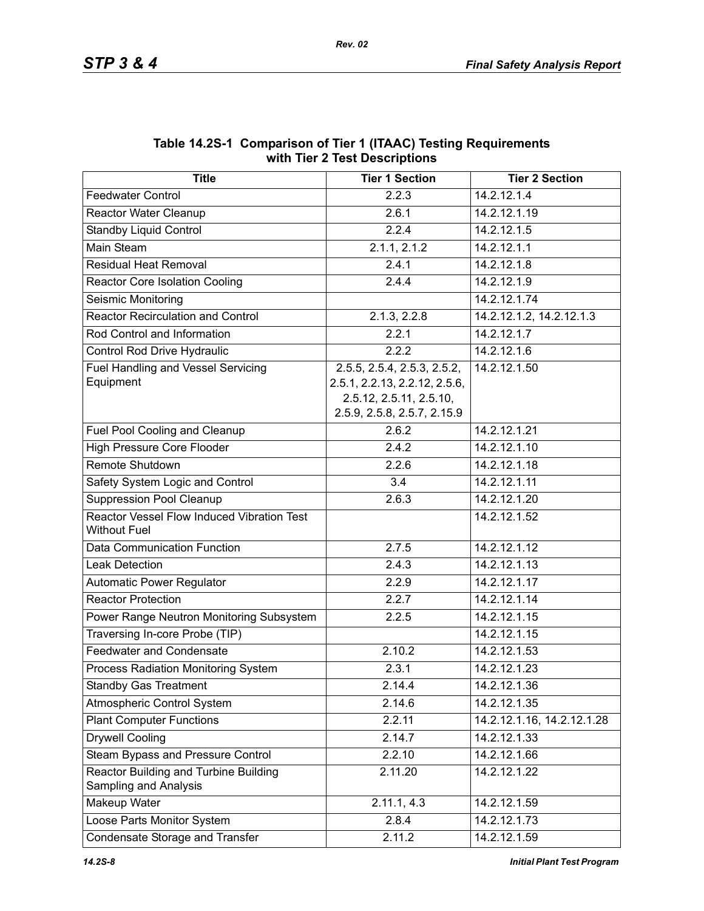**Table 14.2S-1 Comparison of Tier 1 (ITAAC) Testing Requirements with Tier 2 Test Descriptions**

| Title | Tier 1 Section | Tier 2 Section |
|---|---|---|
| Feedwater Control | 2.2.3 | 14.2.12.1.4 |
| Reactor Water Cleanup | 2.6.1 | 14.2.12.1.19 |
| Standby Liquid Control | 2.2.4 | 14.2.12.1.5 |
| Main Steam | 2.1.1, 2.1.2 | 14.2.12.1.1 |
| Residual Heat Removal | 2.4.1 | 14.2.12.1.8 |
| Reactor Core Isolation Cooling | 2.4.4 | 14.2.12.1.9 |
| Seismic Monitoring | | 14.2.12.1.74 |
| Reactor Recirculation and Control | 2.1.3, 2.2.8 | 14.2.12.1.2, 14.2.12.1.3 |
| Rod Control and Information | 2.2.1 | 14.2.12.1.7 |
| Control Rod Drive Hydraulic | 2.2.2 | 14.2.12.1.6 |
| Fuel Handling and Vessel Servicing Equipment | 2.5.5, 2.5.4, 2.5.3, 2.5.2, 2.5.1, 2.2.13, 2.2.12, 2.5.6, 2.5.12, 2.5.11, 2.5.10, 2.5.9, 2.5.8, 2.5.7, 2.15.9 | 14.2.12.1.50 |
| Fuel Pool Cooling and Cleanup | 2.6.2 | 14.2.12.1.21 |
| High Pressure Core Flooder | 2.4.2 | 14.2.12.1.10 |
| Remote Shutdown | 2.2.6 | 14.2.12.1.18 |
| Safety System Logic and Control | 3.4 | 14.2.12.1.11 |
| Suppression Pool Cleanup | 2.6.3 | 14.2.12.1.20 |
| Reactor Vessel Flow Induced Vibration Test Without Fuel | | 14.2.12.1.52 |
| Data Communication Function | 2.7.5 | 14.2.12.1.12 |
| Leak Detection | 2.4.3 | 14.2.12.1.13 |
| Automatic Power Regulator | 2.2.9 | 14.2.12.1.17 |
| Reactor Protection | 2.2.7 | 14.2.12.1.14 |
| Power Range Neutron Monitoring Subsystem | 2.2.5 | 14.2.12.1.15 |
| Traversing In-core Probe (TIP) | | 14.2.12.1.15 |
| Feedwater and Condensate | 2.10.2 | 14.2.12.1.53 |
| Process Radiation Monitoring System | 2.3.1 | 14.2.12.1.23 |
| Standby Gas Treatment | 2.14.4 | 14.2.12.1.36 |
| Atmospheric Control System | 2.14.6 | 14.2.12.1.35 |
| Plant Computer Functions | 2.2.11 | 14.2.12.1.16, 14.2.12.1.28 |
| Drywell Cooling | 2.14.7 | 14.2.12.1.33 |
| Steam Bypass and Pressure Control | 2.2.10 | 14.2.12.1.66 |
| Reactor Building and Turbine Building Sampling and Analysis | 2.11.20 | 14.2.12.1.22 |
| Makeup Water | 2.11.1, 4.3 | 14.2.12.1.59 |
| Loose Parts Monitor System | 2.8.4 | 14.2.12.1.73 |
| Condensate Storage and Transfer | 2.11.2 | 14.2.12.1.59 |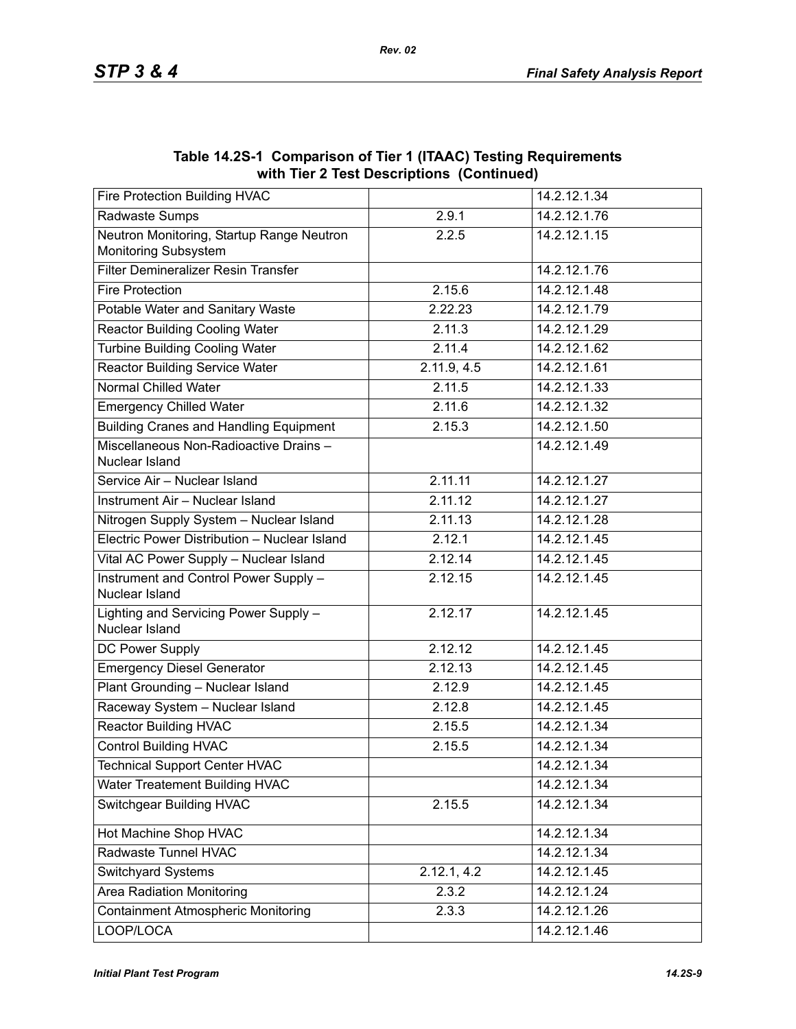## Table 14.2S-1 Comparison of Tier 1 (ITAAC) Testing Requirements with Tier 2 Test Descriptions (Continued)

| | | |
|---|---|---|
| Fire Protection Building HVAC | | 14.2.12.1.34 |
| Radwaste Sumps | 2.9.1 | 14.2.12.1.76 |
| Neutron Monitoring, Startup Range Neutron Monitoring Subsystem | 2.2.5 | 14.2.12.1.15 |
| Filter Demineralizer Resin Transfer | | 14.2.12.1.76 |
| Fire Protection | 2.15.6 | 14.2.12.1.48 |
| Potable Water and Sanitary Waste | 2.22.23 | 14.2.12.1.79 |
| Reactor Building Cooling Water | 2.11.3 | 14.2.12.1.29 |
| Turbine Building Cooling Water | 2.11.4 | 14.2.12.1.62 |
| Reactor Building Service Water | 2.11.9, 4.5 | 14.2.12.1.61 |
| Normal Chilled Water | 2.11.5 | 14.2.12.1.33 |
| Emergency Chilled Water | 2.11.6 | 14.2.12.1.32 |
| Building Cranes and Handling Equipment | 2.15.3 | 14.2.12.1.50 |
| Miscellaneous Non-Radioactive Drains – Nuclear Island | | 14.2.12.1.49 |
| Service Air – Nuclear Island | 2.11.11 | 14.2.12.1.27 |
| Instrument Air – Nuclear Island | 2.11.12 | 14.2.12.1.27 |
| Nitrogen Supply System – Nuclear Island | 2.11.13 | 14.2.12.1.28 |
| Electric Power Distribution – Nuclear Island | 2.12.1 | 14.2.12.1.45 |
| Vital AC Power Supply – Nuclear Island | 2.12.14 | 14.2.12.1.45 |
| Instrument and Control Power Supply – Nuclear Island | 2.12.15 | 14.2.12.1.45 |
| Lighting and Servicing Power Supply – Nuclear Island | 2.12.17 | 14.2.12.1.45 |
| DC Power Supply | 2.12.12 | 14.2.12.1.45 |
| Emergency Diesel Generator | 2.12.13 | 14.2.12.1.45 |
| Plant Grounding – Nuclear Island | 2.12.9 | 14.2.12.1.45 |
| Raceway System – Nuclear Island | 2.12.8 | 14.2.12.1.45 |
| Reactor Building HVAC | 2.15.5 | 14.2.12.1.34 |
| Control Building HVAC | 2.15.5 | 14.2.12.1.34 |
| Technical Support Center HVAC | | 14.2.12.1.34 |
| Water Treatement Building HVAC | | 14.2.12.1.34 |
| Switchgear Building HVAC | 2.15.5 | 14.2.12.1.34 |
| Hot Machine Shop HVAC | | 14.2.12.1.34 |
| Radwaste Tunnel HVAC | | 14.2.12.1.34 |
| Switchyard Systems | 2.12.1, 4.2 | 14.2.12.1.45 |
| Area Radiation Monitoring | 2.3.2 | 14.2.12.1.24 |
| Containment Atmospheric Monitoring | 2.3.3 | 14.2.12.1.26 |
| LOOP/LOCA | | 14.2.12.1.46 |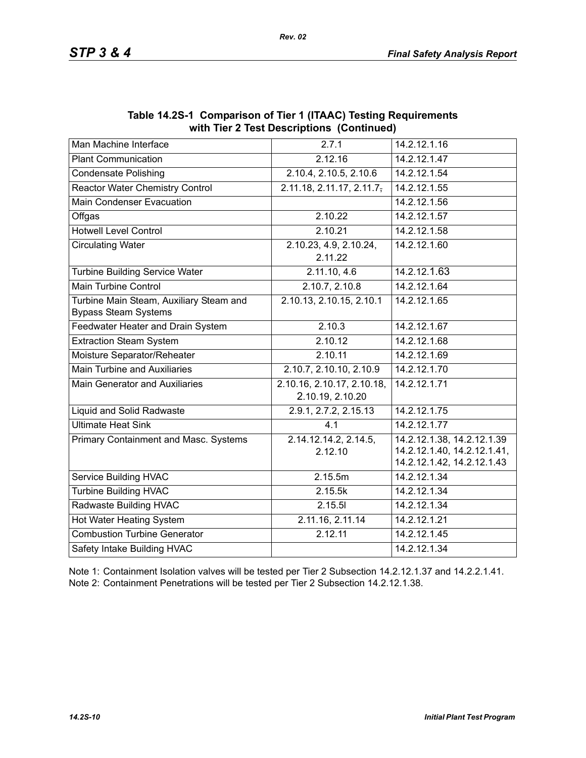**Table 14.2S-1 Comparison of Tier 1 (ITAAC) Testing Requirements with Tier 2 Test Descriptions (Continued)**

| | | |
|---|---|---|
| Man Machine Interface | 2.7.1 | 14.2.12.1.16 |
| Plant Communication | 2.12.16 | 14.2.12.1.47 |
| Condensate Polishing | 2.10.4, 2.10.5, 2.10.6 | 14.2.12.1.54 |
| Reactor Water Chemistry Control | 2.11.18, 2.11.17, 2.11.7, | 14.2.12.1.55 |
| Main Condenser Evacuation | | 14.2.12.1.56 |
| Offgas | 2.10.22 | 14.2.12.1.57 |
| Hotwell Level Control | 2.10.21 | 14.2.12.1.58 |
| Circulating Water | 2.10.23, 4.9, 2.10.24, 2.11.22 | 14.2.12.1.60 |
| Turbine Building Service Water | 2.11.10, 4.6 | 14.2.12.1.63 |
| Main Turbine Control | 2.10.7, 2.10.8 | 14.2.12.1.64 |
| Turbine Main Steam, Auxiliary Steam and Bypass Steam Systems | 2.10.13, 2.10.15, 2.10.1 | 14.2.12.1.65 |
| Feedwater Heater and Drain System | 2.10.3 | 14.2.12.1.67 |
| Extraction Steam System | 2.10.12 | 14.2.12.1.68 |
| Moisture Separator/Reheater | 2.10.11 | 14.2.12.1.69 |
| Main Turbine and Auxiliaries | 2.10.7, 2.10.10, 2.10.9 | 14.2.12.1.70 |
| Main Generator and Auxiliaries | 2.10.16, 2.10.17, 2.10.18, 2.10.19, 2.10.20 | 14.2.12.1.71 |
| Liquid and Solid Radwaste | 2.9.1, 2.7.2, 2.15.13 | 14.2.12.1.75 |
| Ultimate Heat Sink | 4.1 | 14.2.12.1.77 |
| Primary Containment and Masc. Systems | 2.14.12.14.2, 2.14.5, 2.12.10 | 14.2.12.1.38, 14.2.12.1.39 14.2.12.1.40, 14.2.12.1.41, 14.2.12.1.42, 14.2.12.1.43 |
| Service Building HVAC | 2.15.5m | 14.2.12.1.34 |
| Turbine Building HVAC | 2.15.5k | 14.2.12.1.34 |
| Radwaste Building HVAC | 2.15.5l | 14.2.12.1.34 |
| Hot Water Heating System | 2.11.16, 2.11.14 | 14.2.12.1.21 |
| Combustion Turbine Generator | 2.12.11 | 14.2.12.1.45 |
| Safety Intake Building HVAC | | 14.2.12.1.34 |

Note 1: Containment Isolation valves will be tested per Tier 2 Subsection 14.2.12.1.37 and 14.2.2.1.41.

Note 2: Containment Penetrations will be tested per Tier 2 Subsection 14.2.12.1.38.